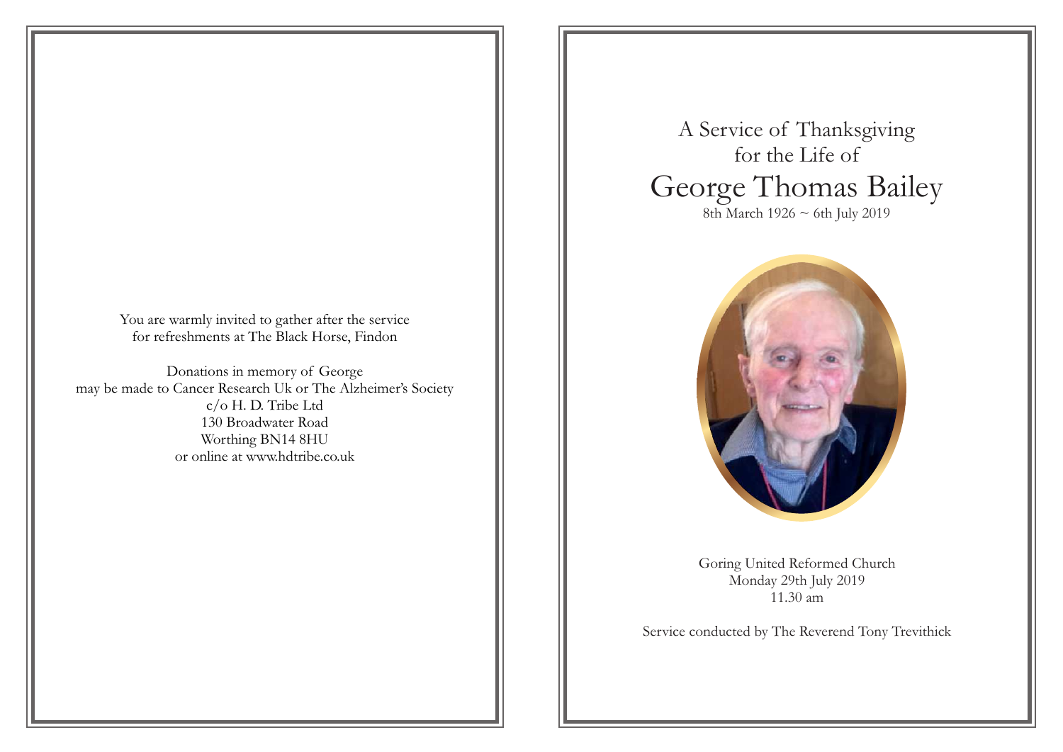You are warmly invited to gather after the service
for refreshments at The Black Horse, Findon

Donations in memory of George
may be made to Cancer Research Uk or The Alzheimer's Society
c/o H. D. Tribe Ltd
130 Broadwater Road
Worthing BN14 8HU
or online at www.hdtribe.co.uk

A Service of Thanksgiving
for the Life of

# George Thomas Bailey

8th March 1926 ~ 6th July 2019

Goring United Reformed Church
Monday 29th July 2019
11.30 am

Service conducted by The Reverend Tony Trevithick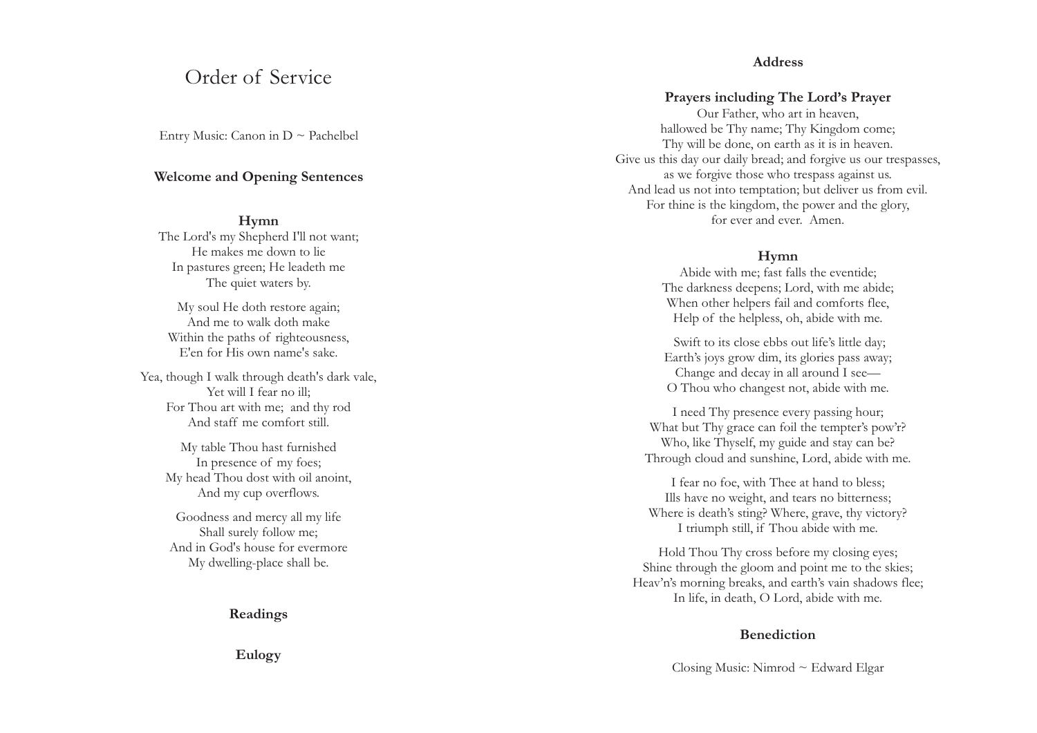# Order of Service

Entry Music: Canon in D ~ Pachelbel

**Welcome and Opening Sentences**

**Hymn**

The Lord's my Shepherd I'll not want;
He makes me down to lie
In pastures green; He leadeth me
The quiet waters by.

My soul He doth restore again;
And me to walk doth make
Within the paths of righteousness,
E'en for His own name's sake.

Yea, though I walk through death's dark vale,
Yet will I fear no ill;
For Thou art with me; and thy rod
And staff me comfort still.

My table Thou hast furnished
In presence of my foes;
My head Thou dost with oil anoint,
And my cup overflows.

Goodness and mercy all my life
Shall surely follow me;
And in God's house for evermore
My dwelling-place shall be.

**Readings**

**Eulogy**

**Address**

**Prayers including The Lord's Prayer**

Our Father, who art in heaven,
hallowed be Thy name; Thy Kingdom come;
Thy will be done, on earth as it is in heaven.
Give us this day our daily bread; and forgive us our trespasses,
as we forgive those who trespass against us.
And lead us not into temptation; but deliver us from evil.
For thine is the kingdom, the power and the glory,
for ever and ever. Amen.

**Hymn**

Abide with me; fast falls the eventide;
The darkness deepens; Lord, with me abide;
When other helpers fail and comforts flee,
Help of the helpless, oh, abide with me.

Swift to its close ebbs out life's little day;
Earth's joys grow dim, its glories pass away;
Change and decay in all around I see—
O Thou who changest not, abide with me.

I need Thy presence every passing hour;
What but Thy grace can foil the tempter's pow'r?
Who, like Thyself, my guide and stay can be?
Through cloud and sunshine, Lord, abide with me.

I fear no foe, with Thee at hand to bless;
Ills have no weight, and tears no bitterness;
Where is death's sting? Where, grave, thy victory?
I triumph still, if Thou abide with me.

Hold Thou Thy cross before my closing eyes;
Shine through the gloom and point me to the skies;
Heav'n's morning breaks, and earth's vain shadows flee;
In life, in death, O Lord, abide with me.

**Benediction**

Closing Music: Nimrod ~ Edward Elgar